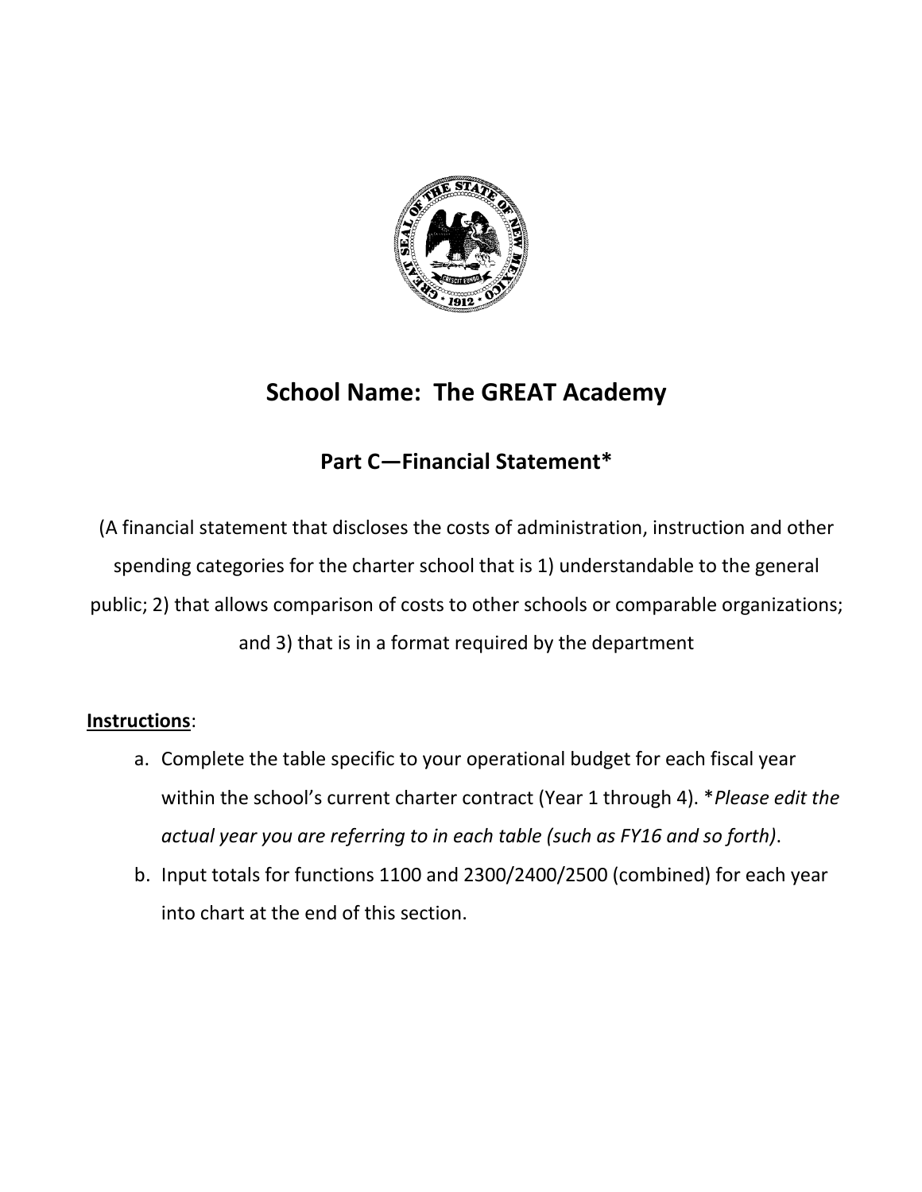# School Name: The GREAT Academy

## Part C—Financial Statement*

(A financial statement that discloses the costs of administration, instruction and other spending categories for the charter school that is 1) understandable to the general public; 2) that allows comparison of costs to other schools or comparable organizations; and 3) that is in a format required by the department

**Instructions**:

a. Complete the table specific to your operational budget for each fiscal year within the school's current charter contract (Year 1 through 4). **Please edit the actual year you are referring to in each table (such as FY16 and so forth).*
b. Input totals for functions 1100 and 2300/2400/2500 (combined) for each year into chart at the end of this section.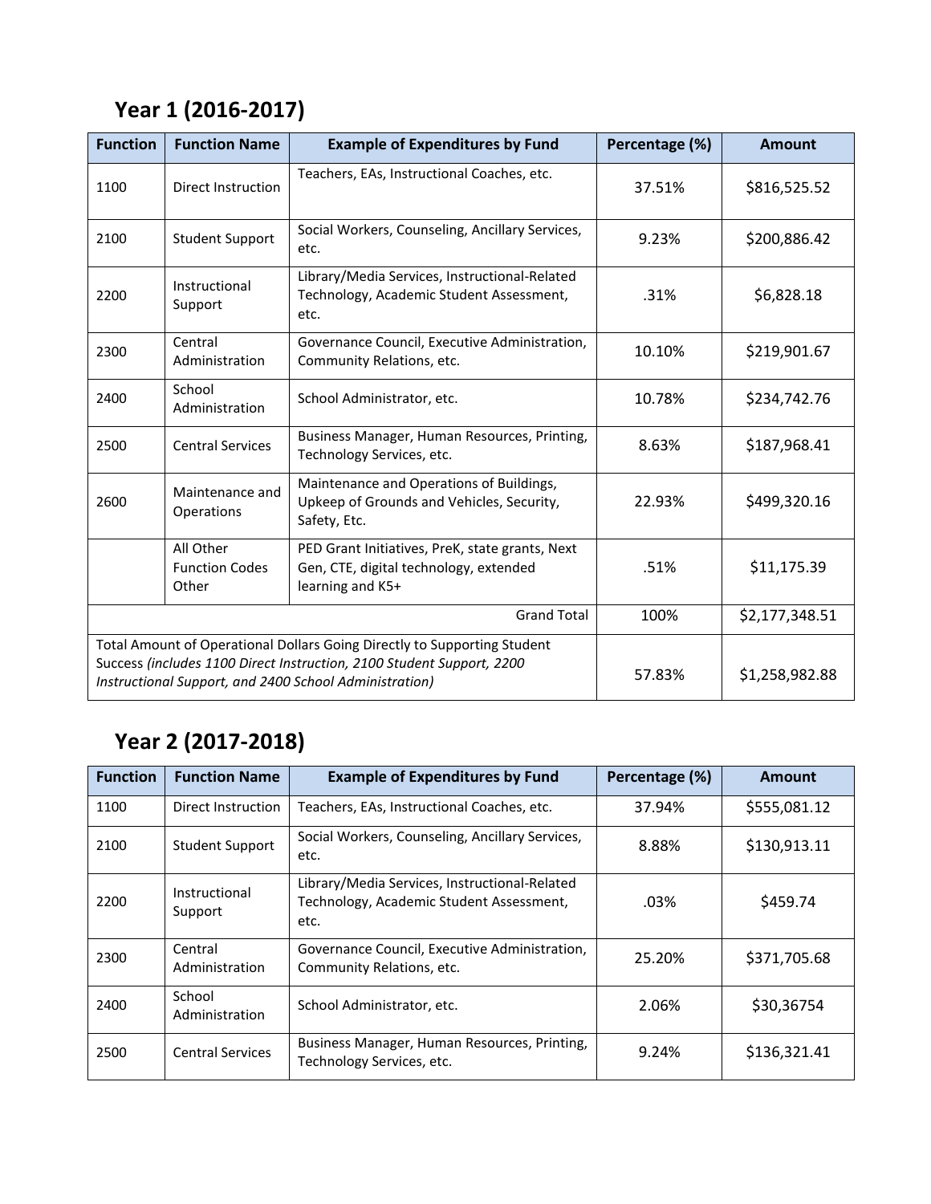## Year 1 (2016-2017)

| Function | Function Name | Example of Expenditures by Fund | Percentage (%) | Amount |
|---|---|---|---|---|
| 1100 | Direct Instruction | Teachers, EAs, Instructional Coaches, etc. | 37.51% | $816,525.52 |
| 2100 | Student Support | Social Workers, Counseling, Ancillary Services, etc. | 9.23% | $200,886.42 |
| 2200 | Instructional Support | Library/Media Services, Instructional-Related Technology, Academic Student Assessment, etc. | .31% | $6,828.18 |
| 2300 | Central Administration | Governance Council, Executive Administration, Community Relations, etc. | 10.10% | $219,901.67 |
| 2400 | School Administration | School Administrator, etc. | 10.78% | $234,742.76 |
| 2500 | Central Services | Business Manager, Human Resources, Printing, Technology Services, etc. | 8.63% | $187,968.41 |
| 2600 | Maintenance and Operations | Maintenance and Operations of Buildings, Upkeep of Grounds and Vehicles, Security, Safety, Etc. | 22.93% | $499,320.16 |
| | All Other Function Codes Other | PED Grant Initiatives, PreK, state grants, Next Gen, CTE, digital technology, extended learning and K5+ | .51% | $11,175.39 |
| | | Grand Total | 100% | $2,177,348.51 |
| Total Amount of Operational Dollars Going Directly to Supporting Student Success *(includes 1100 Direct Instruction, 2100 Student Support, 2200 Instructional Support, and 2400 School Administration)* | | | 57.83% | $1,258,982.88 |

## Year 2 (2017-2018)

| Function | Function Name | Example of Expenditures by Fund | Percentage (%) | Amount |
|---|---|---|---|---|
| 1100 | Direct Instruction | Teachers, EAs, Instructional Coaches, etc. | 37.94% | $555,081.12 |
| 2100 | Student Support | Social Workers, Counseling, Ancillary Services, etc. | 8.88% | $130,913.11 |
| 2200 | Instructional Support | Library/Media Services, Instructional-Related Technology, Academic Student Assessment, etc. | .03% | $459.74 |
| 2300 | Central Administration | Governance Council, Executive Administration, Community Relations, etc. | 25.20% | $371,705.68 |
| 2400 | School Administration | School Administrator, etc. | 2.06% | $30,36754 |
| 2500 | Central Services | Business Manager, Human Resources, Printing, Technology Services, etc. | 9.24% | $136,321.41 |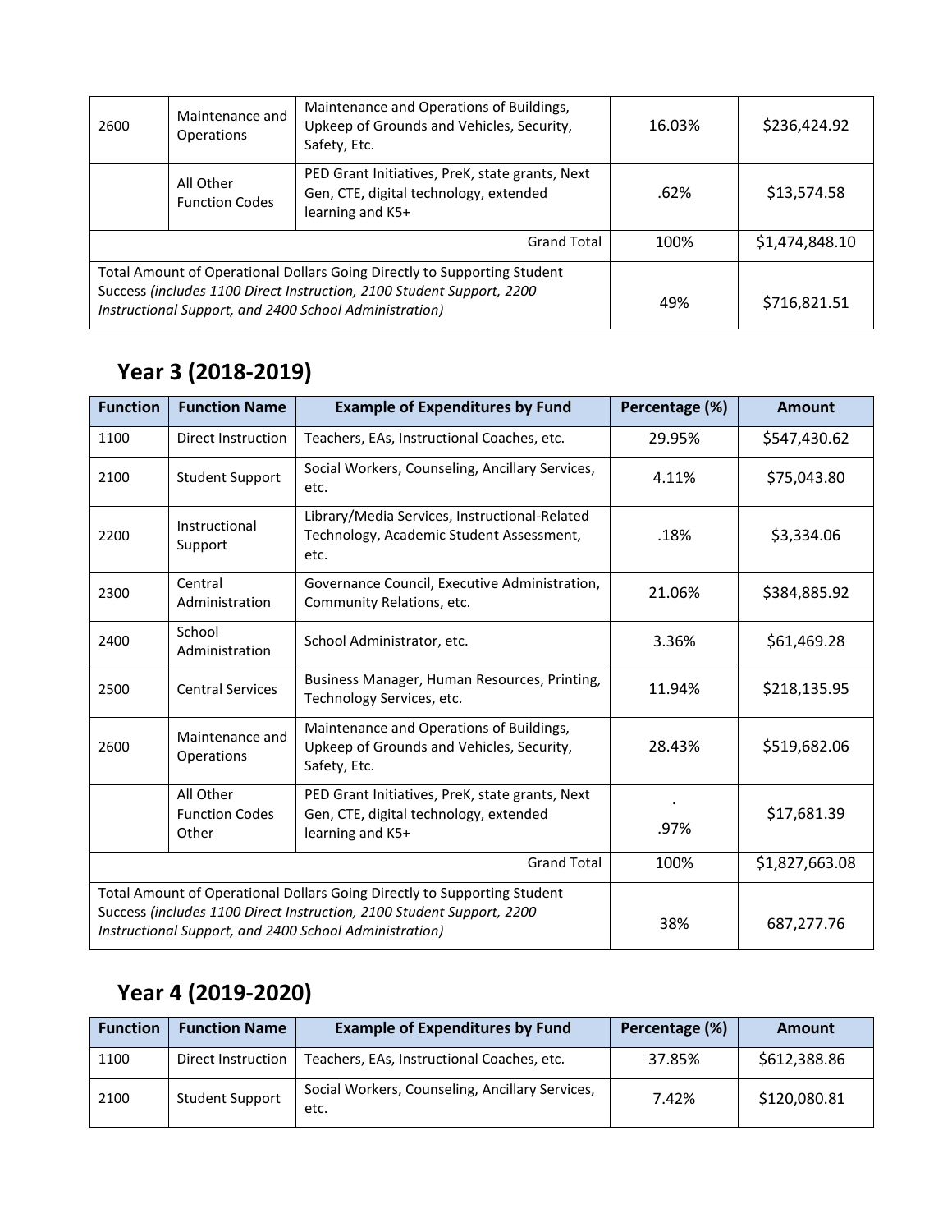| | | | | |
|---|---|---|---|---|
| 2600 | Maintenance and Operations | Maintenance and Operations of Buildings, Upkeep of Grounds and Vehicles, Security, Safety, Etc. | 16.03% | $236,424.92 |
| | All Other Function Codes | PED Grant Initiatives, PreK, state grants, Next Gen, CTE, digital technology, extended learning and K5+ | .62% | $13,574.58 |
| | | Grand Total | 100% | $1,474,848.10 |
| Total Amount of Operational Dollars Going Directly to Supporting Student Success *(includes 1100 Direct Instruction, 2100 Student Support, 2200 Instructional Support, and 2400 School Administration)* | | | 49% | $716,821.51 |

## Year 3 (2018-2019)

| Function | Function Name | Example of Expenditures by Fund | Percentage (%) | Amount |
|---|---|---|---|---|
| 1100 | Direct Instruction | Teachers, EAs, Instructional Coaches, etc. | 29.95% | $547,430.62 |
| 2100 | Student Support | Social Workers, Counseling, Ancillary Services, etc. | 4.11% | $75,043.80 |
| 2200 | Instructional Support | Library/Media Services, Instructional-Related Technology, Academic Student Assessment, etc. | .18% | $3,334.06 |
| 2300 | Central Administration | Governance Council, Executive Administration, Community Relations, etc. | 21.06% | $384,885.92 |
| 2400 | School Administration | School Administrator, etc. | 3.36% | $61,469.28 |
| 2500 | Central Services | Business Manager, Human Resources, Printing, Technology Services, etc. | 11.94% | $218,135.95 |
| 2600 | Maintenance and Operations | Maintenance and Operations of Buildings, Upkeep of Grounds and Vehicles, Security, Safety, Etc. | 28.43% | $519,682.06 |
| | All Other Function Codes Other | PED Grant Initiatives, PreK, state grants, Next Gen, CTE, digital technology, extended learning and K5+ | . .97% | $17,681.39 |
| | | Grand Total | 100% | $1,827,663.08 |
| Total Amount of Operational Dollars Going Directly to Supporting Student Success *(includes 1100 Direct Instruction, 2100 Student Support, 2200 Instructional Support, and 2400 School Administration)* | | | 38% | 687,277.76 |

## Year 4 (2019-2020)

| Function | Function Name | Example of Expenditures by Fund | Percentage (%) | Amount |
|---|---|---|---|---|
| 1100 | Direct Instruction | Teachers, EAs, Instructional Coaches, etc. | 37.85% | $612,388.86 |
| 2100 | Student Support | Social Workers, Counseling, Ancillary Services, etc. | 7.42% | $120,080.81 |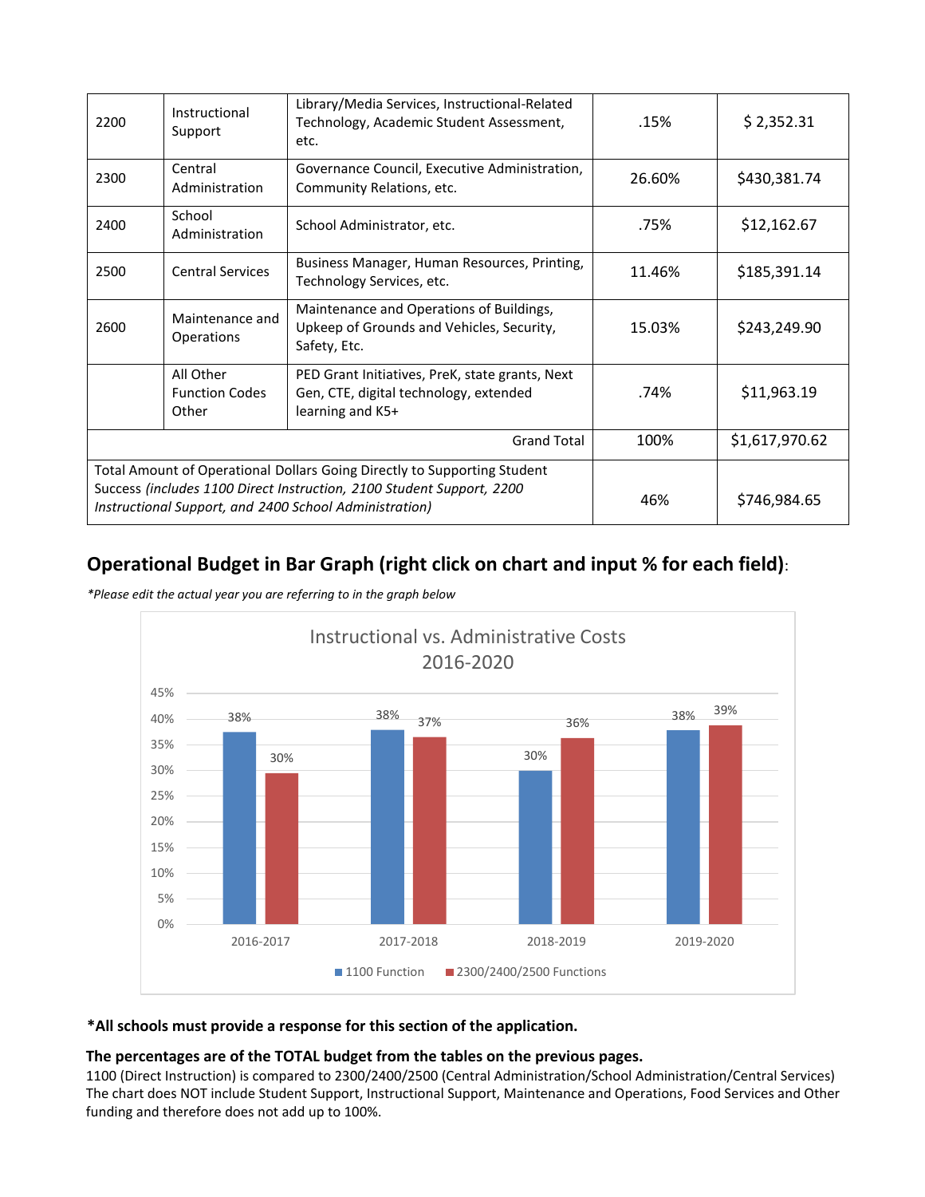| | | | | |
|---|---|---|---|---|
| 2200 | Instructional Support | Library/Media Services, Instructional-Related Technology, Academic Student Assessment, etc. | .15% | $ 2,352.31 |
| 2300 | Central Administration | Governance Council, Executive Administration, Community Relations, etc. | 26.60% | $430,381.74 |
| 2400 | School Administration | School Administrator, etc. | .75% | $12,162.67 |
| 2500 | Central Services | Business Manager, Human Resources, Printing, Technology Services, etc. | 11.46% | $185,391.14 |
| 2600 | Maintenance and Operations | Maintenance and Operations of Buildings, Upkeep of Grounds and Vehicles, Security, Safety, Etc. | 15.03% | $243,249.90 |
| | All Other Function Codes Other | PED Grant Initiatives, PreK, state grants, Next Gen, CTE, digital technology, extended learning and K5+ | .74% | $11,963.19 |
| | | Grand Total | 100% | $1,617,970.62 |
| Total Amount of Operational Dollars Going Directly to Supporting Student Success *(includes 1100 Direct Instruction, 2100 Student Support, 2200 Instructional Support, and 2400 School Administration)* | | | 46% | $746,984.65 |

## Operational Budget in Bar Graph (right click on chart and input % for each field):

*\*Please edit the actual year you are referring to in the graph below*

Instructional vs. Administrative Costs
2016-2020

45%
40%
35%
30%
25%
20%
15%
10%
5%
0%

38%
30%
38%
37%
30%
36%
38%
39%

2016-2017
2017-2018
2018-2019
2019-2020

1100 Function
2300/2400/2500 Functions

**\*All schools must provide a response for this section of the application.**

**The percentages are of the TOTAL budget from the tables on the previous pages.**
1100 (Direct Instruction) is compared to 2300/2400/2500 (Central Administration/School Administration/Central Services) The chart does NOT include Student Support, Instructional Support, Maintenance and Operations, Food Services and Other funding and therefore does not add up to 100%.